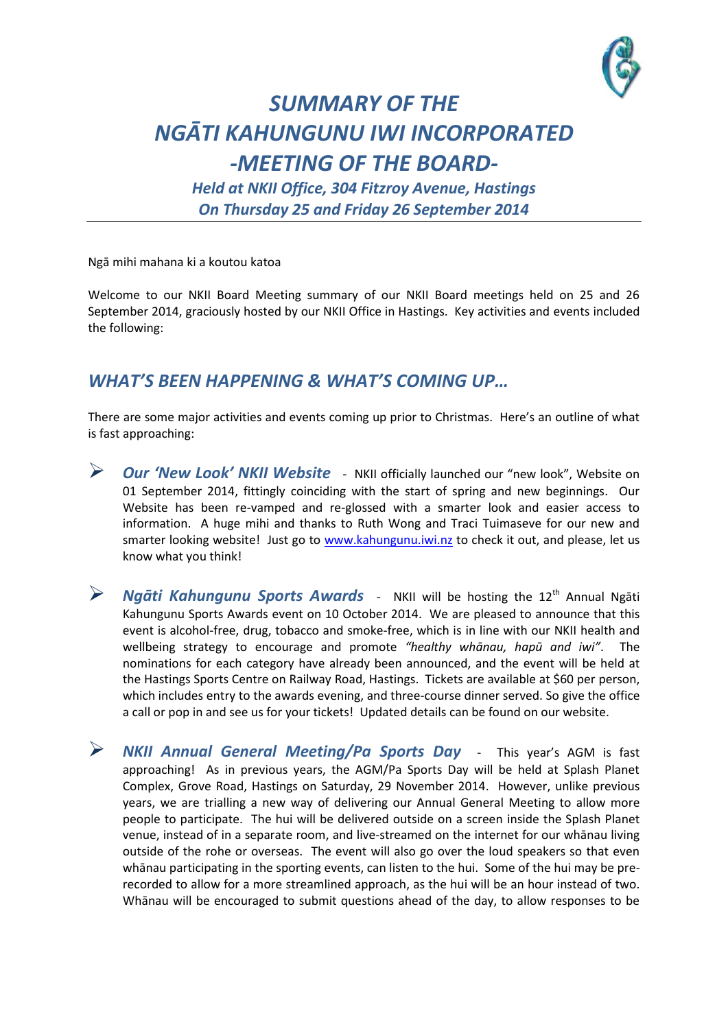# *SUMMARY OF THE NGĀTI KAHUNGUNU IWI INCORPORATED -MEETING OF THE BOARD-*

### *Held at NKII Office, 304 Fitzroy Avenue, Hastings On Thursday 25 and Friday 26 September 2014*

---

Ngā mihi mahana ki a koutou katoa

Welcome to our NKII Board Meeting summary of our NKII Board meetings held on 25 and 26 September 2014, graciously hosted by our NKII Office in Hastings. Key activities and events included the following:

## *WHAT'S BEEN HAPPENING & WHAT'S COMING UP…*

There are some major activities and events coming up prior to Christmas. Here's an outline of what is fast approaching:

- ***Our 'New Look' NKII Website*** - NKII officially launched our "new look", Website on 01 September 2014, fittingly coinciding with the start of spring and new beginnings. Our Website has been re-vamped and re-glossed with a smarter look and easier access to information. A huge mihi and thanks to Ruth Wong and Traci Tuimaseve for our new and smarter looking website! Just go to www.kahungunu.iwi.nz to check it out, and please, let us know what you think!

- ***Ngāti Kahungunu Sports Awards*** - NKII will be hosting the 12th Annual Ngāti Kahungunu Sports Awards event on 10 October 2014. We are pleased to announce that this event is alcohol-free, drug, tobacco and smoke-free, which is in line with our NKII health and wellbeing strategy to encourage and promote *"healthy whānau, hapū and iwi"*. The nominations for each category have already been announced, and the event will be held at the Hastings Sports Centre on Railway Road, Hastings. Tickets are available at $60 per person, which includes entry to the awards evening, and three-course dinner served. So give the office a call or pop in and see us for your tickets! Updated details can be found on our website.

- ***NKII Annual General Meeting/Pa Sports Day*** - This year's AGM is fast approaching! As in previous years, the AGM/Pa Sports Day will be held at Splash Planet Complex, Grove Road, Hastings on Saturday, 29 November 2014. However, unlike previous years, we are trialling a new way of delivering our Annual General Meeting to allow more people to participate. The hui will be delivered outside on a screen inside the Splash Planet venue, instead of in a separate room, and live-streamed on the internet for our whānau living outside of the rohe or overseas. The event will also go over the loud speakers so that even whānau participating in the sporting events, can listen to the hui. Some of the hui may be pre-recorded to allow for a more streamlined approach, as the hui will be an hour instead of two. Whānau will be encouraged to submit questions ahead of the day, to allow responses to be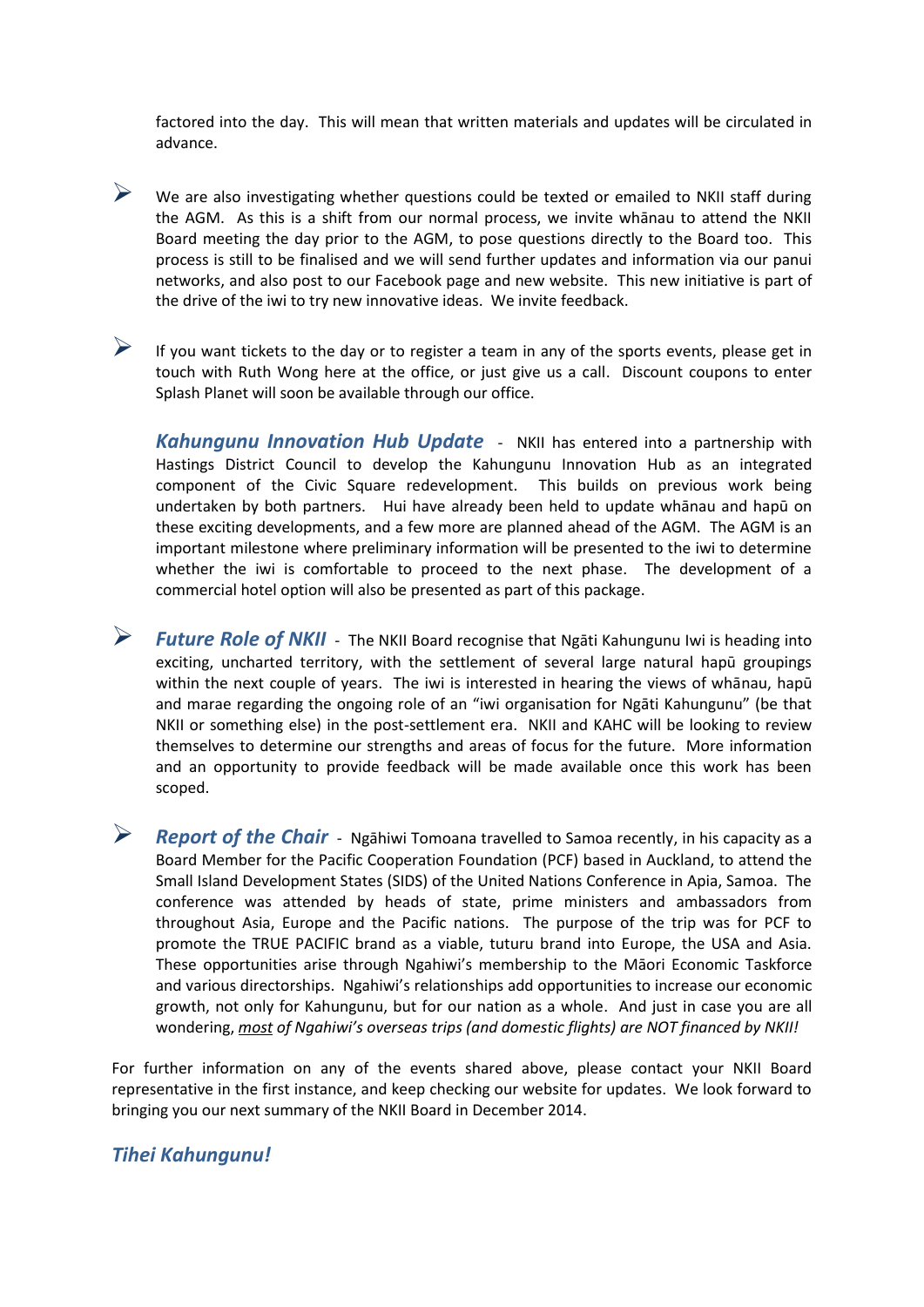factored into the day. This will mean that written materials and updates will be circulated in advance.

- We are also investigating whether questions could be texted or emailed to NKII staff during the AGM. As this is a shift from our normal process, we invite whānau to attend the NKII Board meeting the day prior to the AGM, to pose questions directly to the Board too. This process is still to be finalised and we will send further updates and information via our panui networks, and also post to our Facebook page and new website. This new initiative is part of the drive of the iwi to try new innovative ideas. We invite feedback.

- If you want tickets to the day or to register a team in any of the sports events, please get in touch with Ruth Wong here at the office, or just give us a call. Discount coupons to enter Splash Planet will soon be available through our office.

  ***Kahungunu Innovation Hub Update*** - NKII has entered into a partnership with Hastings District Council to develop the Kahungunu Innovation Hub as an integrated component of the Civic Square redevelopment. This builds on previous work being undertaken by both partners. Hui have already been held to update whānau and hapū on these exciting developments, and a few more are planned ahead of the AGM. The AGM is an important milestone where preliminary information will be presented to the iwi to determine whether the iwi is comfortable to proceed to the next phase. The development of a commercial hotel option will also be presented as part of this package.

- ***Future Role of NKII*** - The NKII Board recognise that Ngāti Kahungunu Iwi is heading into exciting, uncharted territory, with the settlement of several large natural hapū groupings within the next couple of years. The iwi is interested in hearing the views of whānau, hapū and marae regarding the ongoing role of an "iwi organisation for Ngāti Kahungunu" (be that NKII or something else) in the post-settlement era. NKII and KAHC will be looking to review themselves to determine our strengths and areas of focus for the future. More information and an opportunity to provide feedback will be made available once this work has been scoped.

- ***Report of the Chair*** - Ngāhiwi Tomoana travelled to Samoa recently, in his capacity as a Board Member for the Pacific Cooperation Foundation (PCF) based in Auckland, to attend the Small Island Development States (SIDS) of the United Nations Conference in Apia, Samoa. The conference was attended by heads of state, prime ministers and ambassadors from throughout Asia, Europe and the Pacific nations. The purpose of the trip was for PCF to promote the TRUE PACIFIC brand as a viable, tuturu brand into Europe, the USA and Asia. These opportunities arise through Ngahiwi's membership to the Māori Economic Taskforce and various directorships. Ngahiwi's relationships add opportunities to increase our economic growth, not only for Kahungunu, but for our nation as a whole. And just in case you are all wondering, *<u>most</u> of Ngahiwi's overseas trips (and domestic flights) are NOT financed by NKII!*

For further information on any of the events shared above, please contact your NKII Board representative in the first instance, and keep checking our website for updates. We look forward to bringing you our next summary of the NKII Board in December 2014.

***Tihei Kahungunu!***